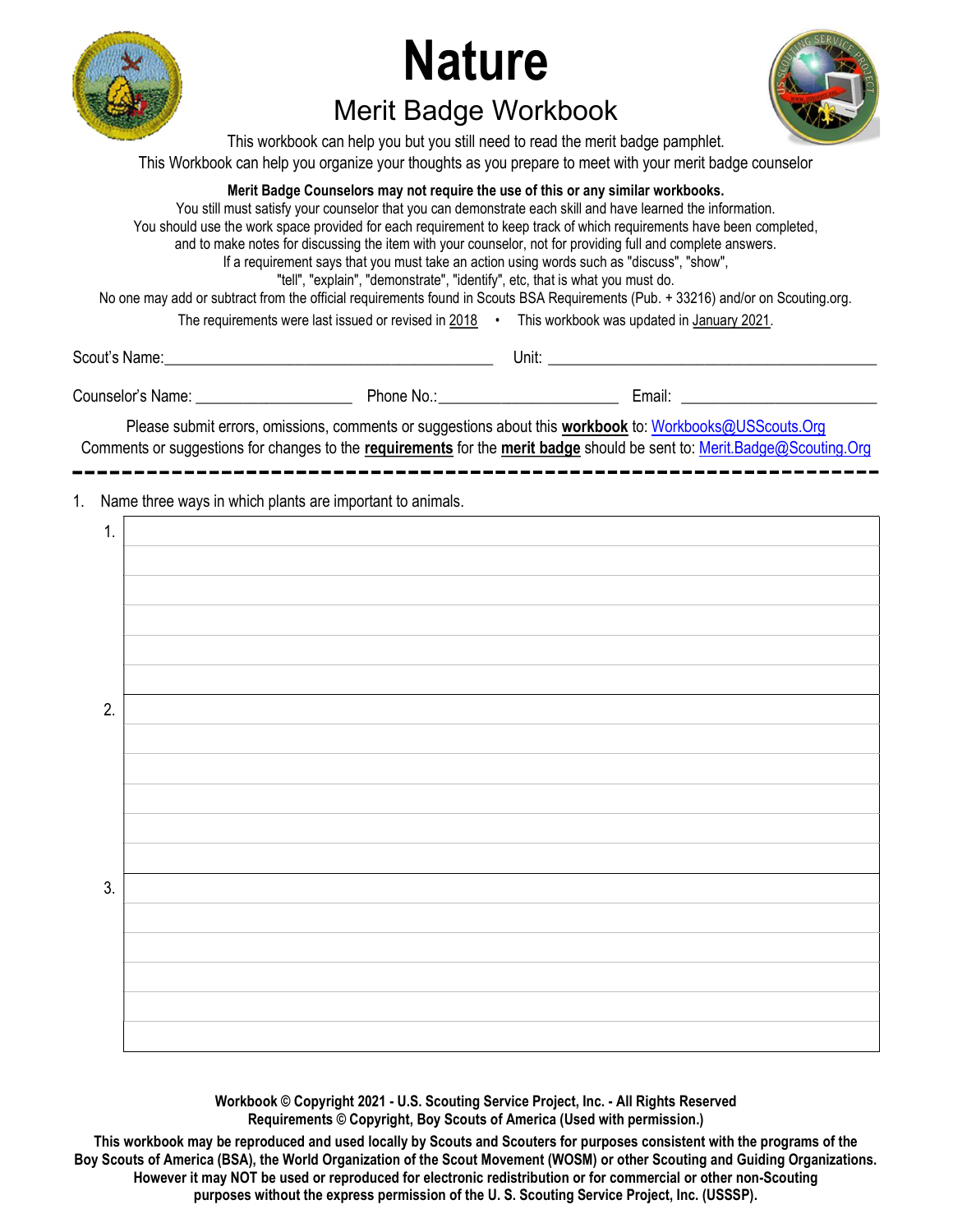# Nature

## Merit Badge Workbook

This workbook can help you but you still need to read the merit badge pamphlet.

This Workbook can help you organize your thoughts as you prepare to meet with your merit badge counselor

**Merit Badge Counselors may not require the use of this or any similar workbooks.**

You still must satisfy your counselor that you can demonstrate each skill and have learned the information.

You should use the work space provided for each requirement to keep track of which requirements have been completed, and to make notes for discussing the item with your counselor, not for providing full and complete answers.

If a requirement says that you must take an action using words such as "discuss", "show", "tell", "explain", "demonstrate", "identify", etc, that is what you must do.

No one may add or subtract from the official requirements found in Scouts BSA Requirements (Pub. + 33216) and/or on Scouting.org.

The requirements were last issued or revised in 2018 • This workbook was updated in January 2021.

Scout's Name:__________________________ Unit: __________________________

Counselor's Name: ____________________ Phone No.:______________________ Email: ________________________

Please submit errors, omissions, comments or suggestions about this **workbook** to: Workbooks@USScouts.Org

Comments or suggestions for changes to the **requirements** for the **merit badge** should be sent to: Merit.Badge@Scouting.Org

---

1. Name three ways in which plants are important to animals.

| | |
|---|---|
| 1. | |
| 2. | |
| 3. | |

**Workbook © Copyright 2021 - U.S. Scouting Service Project, Inc. - All Rights Reserved**
**Requirements © Copyright, Boy Scouts of America (Used with permission.)**

**This workbook may be reproduced and used locally by Scouts and Scouters for purposes consistent with the programs of the Boy Scouts of America (BSA), the World Organization of the Scout Movement (WOSM) or other Scouting and Guiding Organizations. However it may NOT be used or reproduced for electronic redistribution or for commercial or other non-Scouting purposes without the express permission of the U. S. Scouting Service Project, Inc. (USSSP).**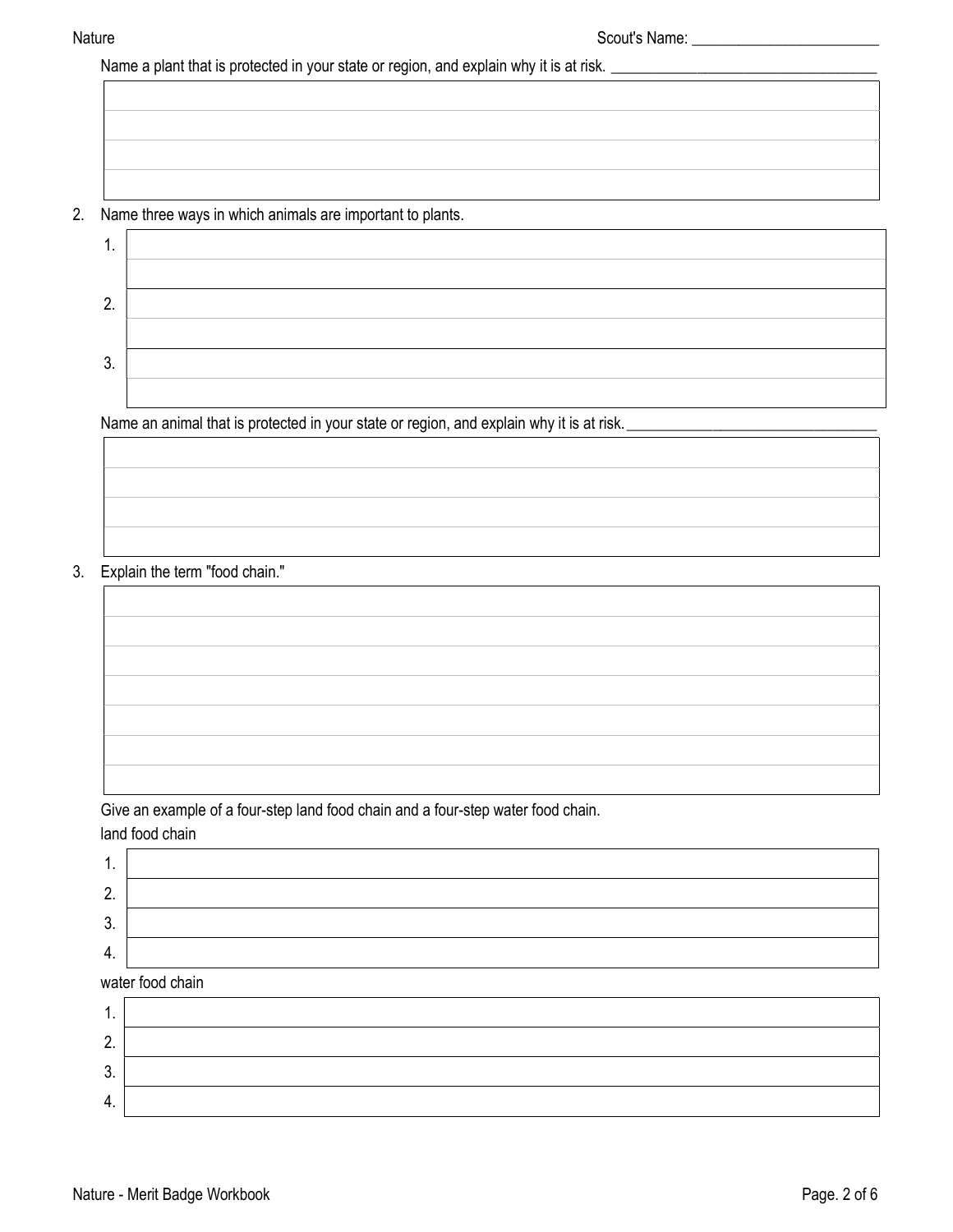Name a plant that is protected in your state or region, and explain why it is at risk. ________________________________

2. Name three ways in which animals are important to plants.

1. 
2. 
3. 

Name an animal that is protected in your state or region, and explain why it is at risk. ________________________________

3. Explain the term "food chain."

Give an example of a four-step land food chain and a four-step water food chain.

land food chain

1. 
2. 
3. 
4. 

water food chain

1. 
2. 
3. 
4.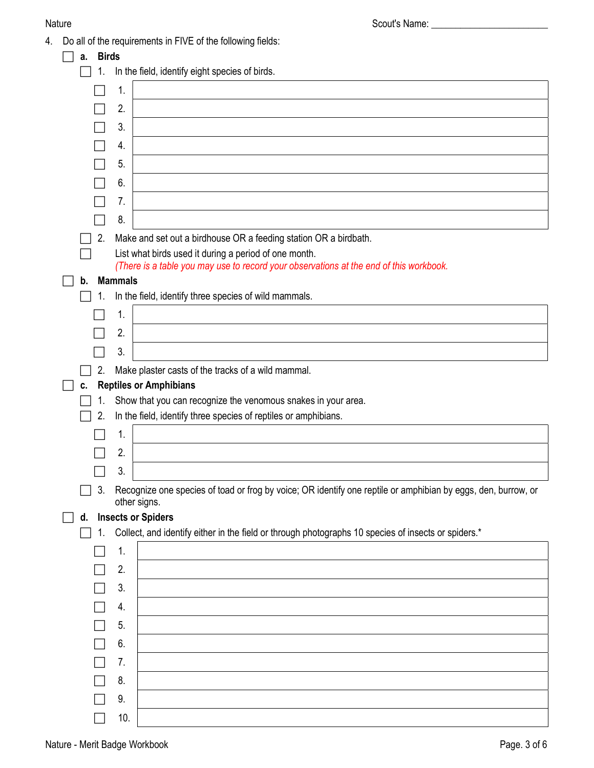4. Do all of the requirements in FIVE of the following fields:

- [ ] **a. Birds**
  - [ ] 1. In the field, identify eight species of birds.

| | |
|---|---|
| ☐ 1. | |
| ☐ 2. | |
| ☐ 3. | |
| ☐ 4. | |
| ☐ 5. | |
| ☐ 6. | |
| ☐ 7. | |
| ☐ 8. | |

  - [ ] 2. Make and set out a birdhouse OR a feeding station OR a birdbath.
  - [ ] List what birds used it during a period of one month.
    *(There is a table you may use to record your observations at the end of this workbook.*

- [ ] **b. Mammals**
  - [ ] 1. In the field, identify three species of wild mammals.

| | |
|---|---|
| ☐ 1. | |
| ☐ 2. | |
| ☐ 3. | |

  - [ ] 2. Make plaster casts of the tracks of a wild mammal.

- [ ] **c. Reptiles or Amphibians**
  - [ ] 1. Show that you can recognize the venomous snakes in your area.
  - [ ] 2. In the field, identify three species of reptiles or amphibians.

| | |
|---|---|
| ☐ 1. | |
| ☐ 2. | |
| ☐ 3. | |

  - [ ] 3. Recognize one species of toad or frog by voice; OR identify one reptile or amphibian by eggs, den, burrow, or other signs.

- [ ] **d. Insects or Spiders**
  - [ ] 1. Collect, and identify either in the field or through photographs 10 species of insects or spiders.*

| | |
|---|---|
| ☐ 1. | |
| ☐ 2. | |
| ☐ 3. | |
| ☐ 4. | |
| ☐ 5. | |
| ☐ 6. | |
| ☐ 7. | |
| ☐ 8. | |
| ☐ 9. | |
| ☐ 10. | |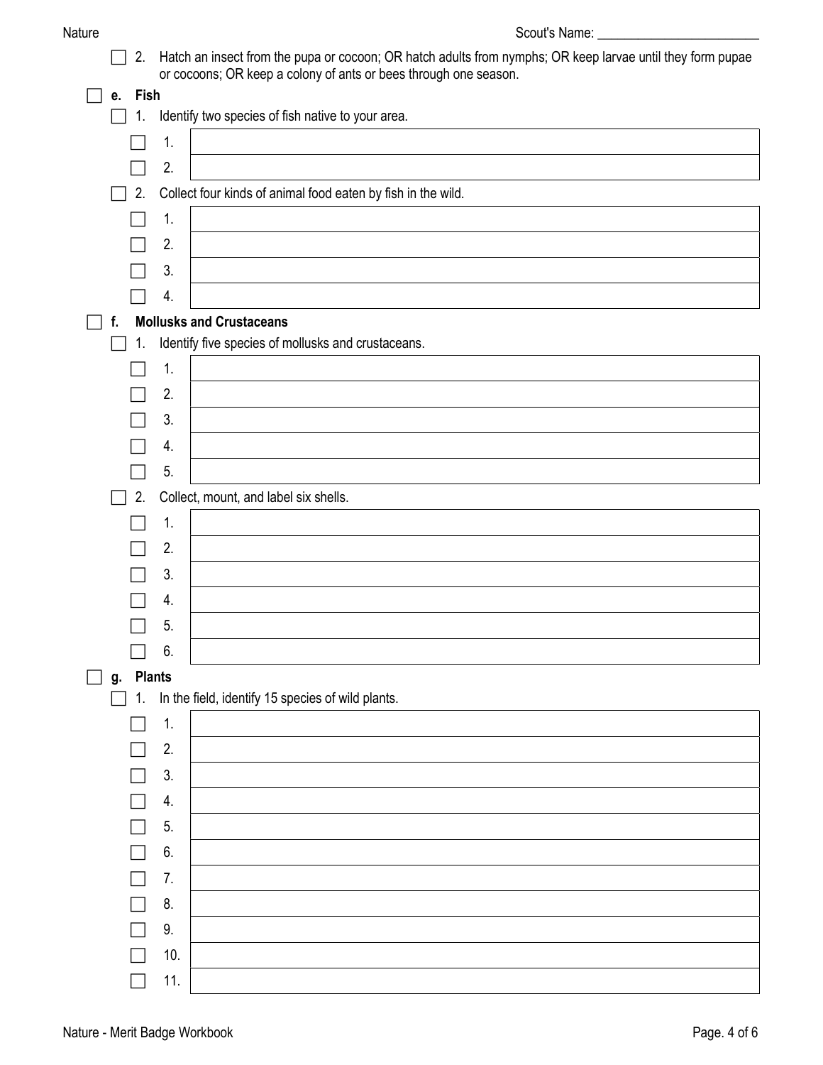- [ ] 2. Hatch an insect from the pupa or cocoon; OR hatch adults from nymphs; OR keep larvae until they form pupae or cocoons; OR keep a colony of ants or bees through one season.

- [ ] **e. Fish**
  - [ ] 1. Identify two species of fish native to your area.

| | |
|---|---|
| [ ] 1. | |
| [ ] 2. | |

  - [ ] 2. Collect four kinds of animal food eaten by fish in the wild.

| | |
|---|---|
| [ ] 1. | |
| [ ] 2. | |
| [ ] 3. | |
| [ ] 4. | |

- [ ] **f. Mollusks and Crustaceans**
  - [ ] 1. Identify five species of mollusks and crustaceans.

| | |
|---|---|
| [ ] 1. | |
| [ ] 2. | |
| [ ] 3. | |
| [ ] 4. | |
| [ ] 5. | |

  - [ ] 2. Collect, mount, and label six shells.

| | |
|---|---|
| [ ] 1. | |
| [ ] 2. | |
| [ ] 3. | |
| [ ] 4. | |
| [ ] 5. | |
| [ ] 6. | |

- [ ] **g. Plants**
  - [ ] 1. In the field, identify 15 species of wild plants.

| | |
|---|---|
| [ ] 1. | |
| [ ] 2. | |
| [ ] 3. | |
| [ ] 4. | |
| [ ] 5. | |
| [ ] 6. | |
| [ ] 7. | |
| [ ] 8. | |
| [ ] 9. | |
| [ ] 10. | |
| [ ] 11. | |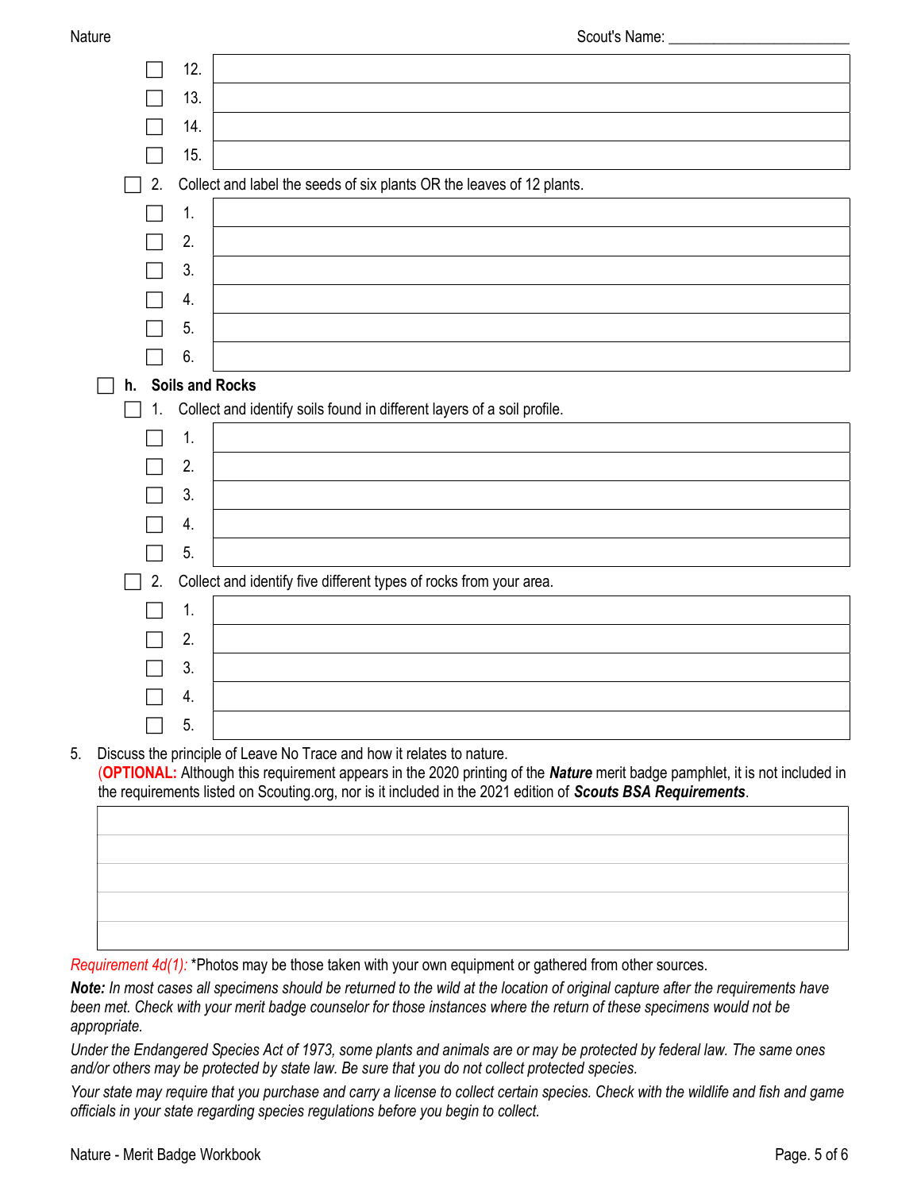- [ ] 12. ______
- [ ] 13. ______
- [ ] 14. ______
- [ ] 15. ______

- [ ] 2. Collect and label the seeds of six plants OR the leaves of 12 plants.
  - [ ] 1. ______
  - [ ] 2. ______
  - [ ] 3. ______
  - [ ] 4. ______
  - [ ] 5. ______
  - [ ] 6. ______

- [ ] **h. Soils and Rocks**
  - [ ] 1. Collect and identify soils found in different layers of a soil profile.
    - [ ] 1. ______
    - [ ] 2. ______
    - [ ] 3. ______
    - [ ] 4. ______
    - [ ] 5. ______
  - [ ] 2. Collect and identify five different types of rocks from your area.
    - [ ] 1. ______
    - [ ] 2. ______
    - [ ] 3. ______
    - [ ] 4. ______
    - [ ] 5. ______

5. Discuss the principle of Leave No Trace and how it relates to nature.
(**OPTIONAL:** Although this requirement appears in the 2020 printing of the ***Nature*** merit badge pamphlet, it is not included in the requirements listed on Scouting.org, nor is it included in the 2021 edition of ***Scouts BSA Requirements***.

______

______

______

______

______

*Requirement 4d(1):* *Photos may be those taken with your own equipment or gathered from other sources.

***Note:*** *In most cases all specimens should be returned to the wild at the location of original capture after the requirements have been met. Check with your merit badge counselor for those instances where the return of these specimens would not be appropriate.*

*Under the Endangered Species Act of 1973, some plants and animals are or may be protected by federal law. The same ones and/or others may be protected by state law. Be sure that you do not collect protected species.*

*Your state may require that you purchase and carry a license to collect certain species. Check with the wildlife and fish and game officials in your state regarding species regulations before you begin to collect.*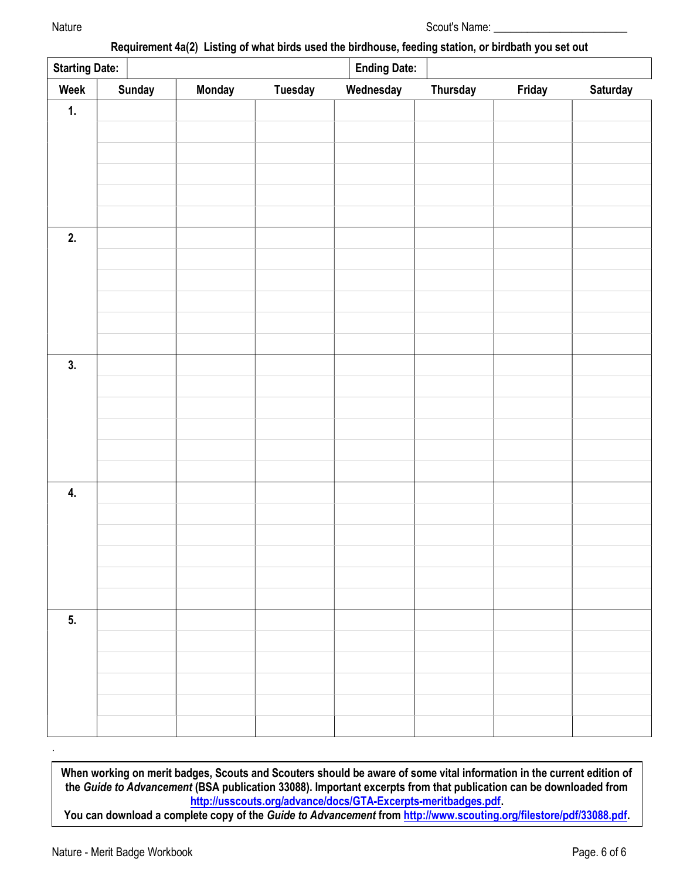Scout's Name: ________________________

**Requirement 4a(2) Listing of what birds used the birdhouse, feeding station, or birdbath you set out**

| **Starting Date:** | | **Ending Date:** | |
|---|---|---|---|

| **Week** | **Sunday** | **Monday** | **Tuesday** | **Wednesday** | **Thursday** | **Friday** | **Saturday** |
|---|---|---|---|---|---|---|---|
| **1.** | | | | | | | |
| | | | | | | | |
| | | | | | | | |
| | | | | | | | |
| | | | | | | | |
| | | | | | | | |
| **2.** | | | | | | | |
| | | | | | | | |
| | | | | | | | |
| | | | | | | | |
| | | | | | | | |
| | | | | | | | |
| **3.** | | | | | | | |
| | | | | | | | |
| | | | | | | | |
| | | | | | | | |
| | | | | | | | |
| | | | | | | | |
| **4.** | | | | | | | |
| | | | | | | | |
| | | | | | | | |
| | | | | | | | |
| | | | | | | | |
| | | | | | | | |
| **5.** | | | | | | | |
| | | | | | | | |
| | | | | | | | |
| | | | | | | | |
| | | | | | | | |
| | | | | | | | |

**When working on merit badges, Scouts and Scouters should be aware of some vital information in the current edition of the *Guide to Advancement* (BSA publication 33088). Important excerpts from that publication can be downloaded from [http://usscouts.org/advance/docs/GTA-Excerpts-meritbadges.pdf](http://usscouts.org/advance/docs/GTA-Excerpts-meritbadges.pdf).**
**You can download a complete copy of the *Guide to Advancement* from [http://www.scouting.org/filestore/pdf/33088.pdf](http://www.scouting.org/filestore/pdf/33088.pdf).**